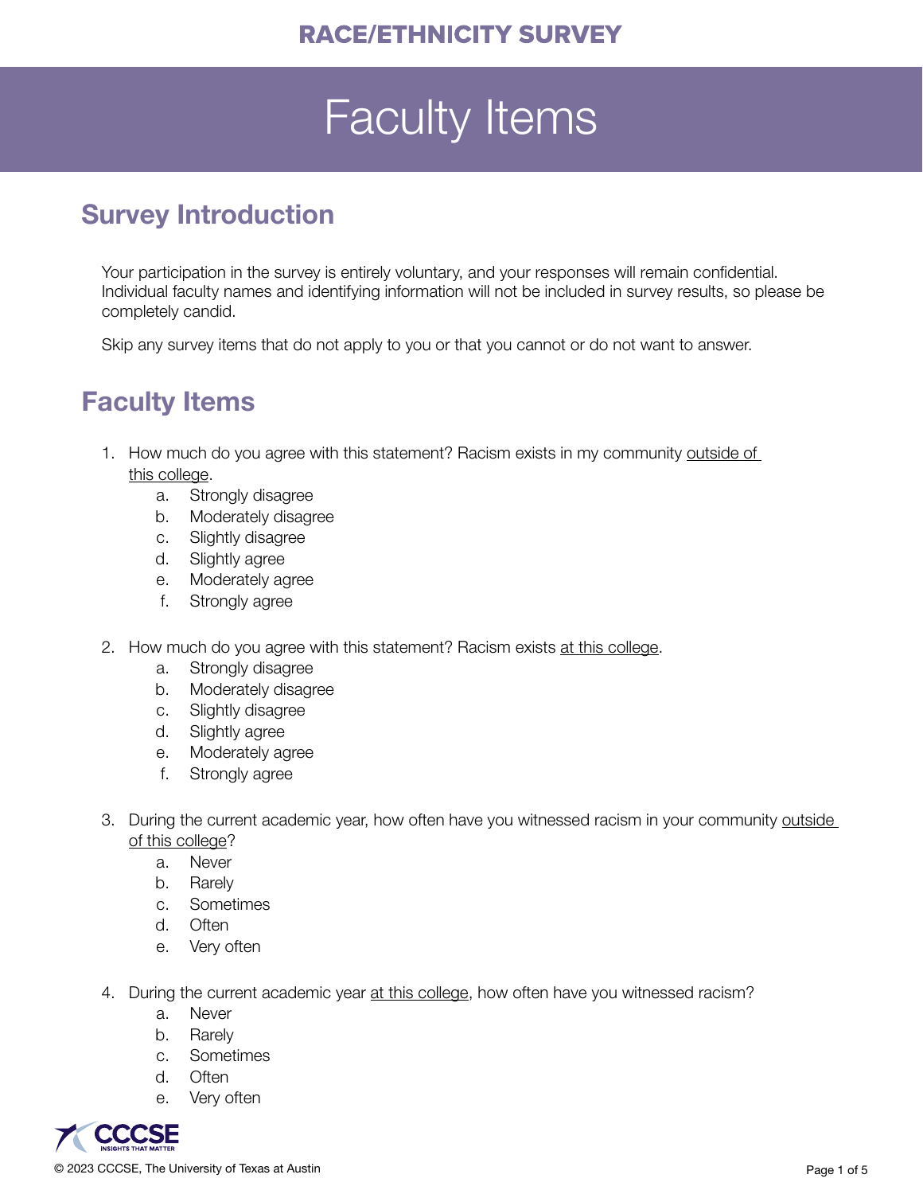# RACE/ETHNICITY SURVEY

# Faculty Items

## Survey Introduction

Your participation in the survey is entirely voluntary, and your responses will remain confidential. Individual faculty names and identifying information will not be included in survey results, so please be completely candid.

Skip any survey items that do not apply to you or that you cannot or do not want to answer.

## Faculty Items

1. How much do you agree with this statement? Racism exists in my community <u>outside of this college</u>.
   a. Strongly disagree
   b. Moderately disagree
   c. Slightly disagree
   d. Slightly agree
   e. Moderately agree
   f. Strongly agree

2. How much do you agree with this statement? Racism exists <u>at this college</u>.
   a. Strongly disagree
   b. Moderately disagree
   c. Slightly disagree
   d. Slightly agree
   e. Moderately agree
   f. Strongly agree

3. During the current academic year, how often have you witnessed racism in your community <u>outside of this college</u>?
   a. Never
   b. Rarely
   c. Sometimes
   d. Often
   e. Very often

4. During the current academic year <u>at this college</u>, how often have you witnessed racism?
   a. Never
   b. Rarely
   c. Sometimes
   d. Often
   e. Very often

© 2023 CCCSE, The University of Texas at Austin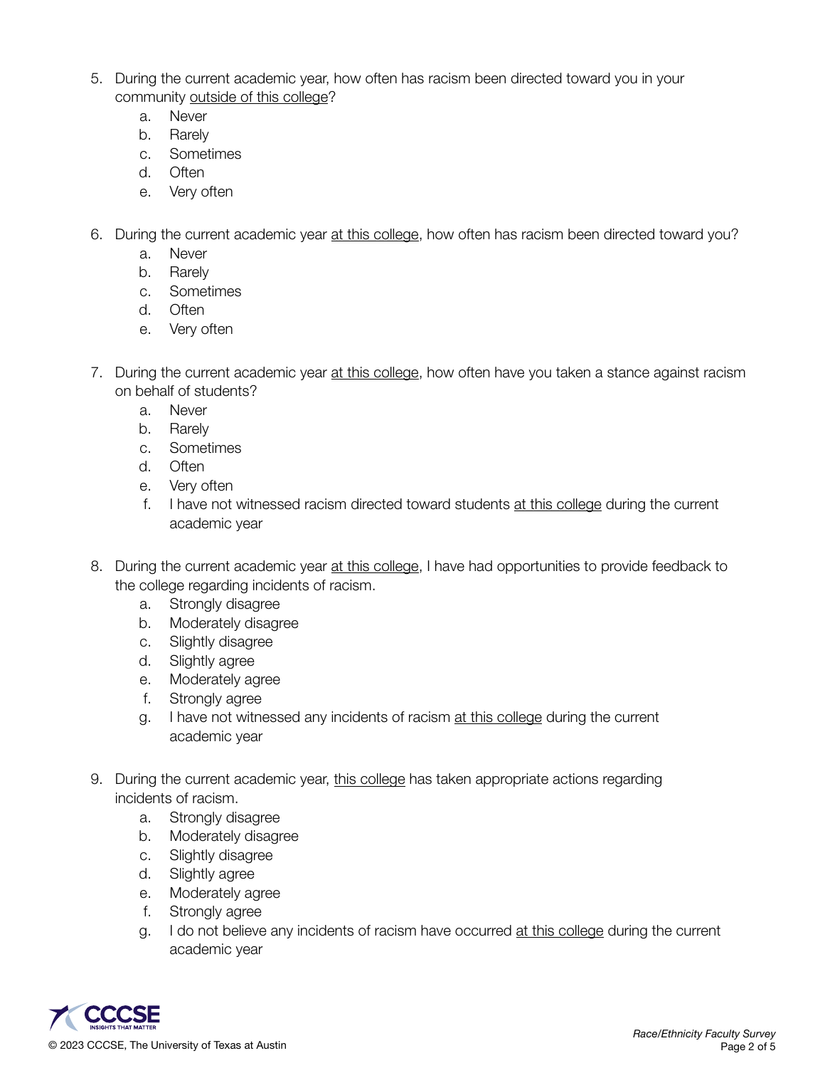5. During the current academic year, how often has racism been directed toward you in your community <u>outside of this college</u>?
    a. Never
    b. Rarely
    c. Sometimes
    d. Often
    e. Very often

6. During the current academic year <u>at this college</u>, how often has racism been directed toward you?
    a. Never
    b. Rarely
    c. Sometimes
    d. Often
    e. Very often

7. During the current academic year <u>at this college</u>, how often have you taken a stance against racism on behalf of students?
    a. Never
    b. Rarely
    c. Sometimes
    d. Often
    e. Very often
    f. I have not witnessed racism directed toward students <u>at this college</u> during the current academic year

8. During the current academic year <u>at this college</u>, I have had opportunities to provide feedback to the college regarding incidents of racism.
    a. Strongly disagree
    b. Moderately disagree
    c. Slightly disagree
    d. Slightly agree
    e. Moderately agree
    f. Strongly agree
    g. I have not witnessed any incidents of racism <u>at this college</u> during the current academic year

9. During the current academic year, <u>this college</u> has taken appropriate actions regarding incidents of racism.
    a. Strongly disagree
    b. Moderately disagree
    c. Slightly disagree
    d. Slightly agree
    e. Moderately agree
    f. Strongly agree
    g. I do not believe any incidents of racism have occurred <u>at this college</u> during the current academic year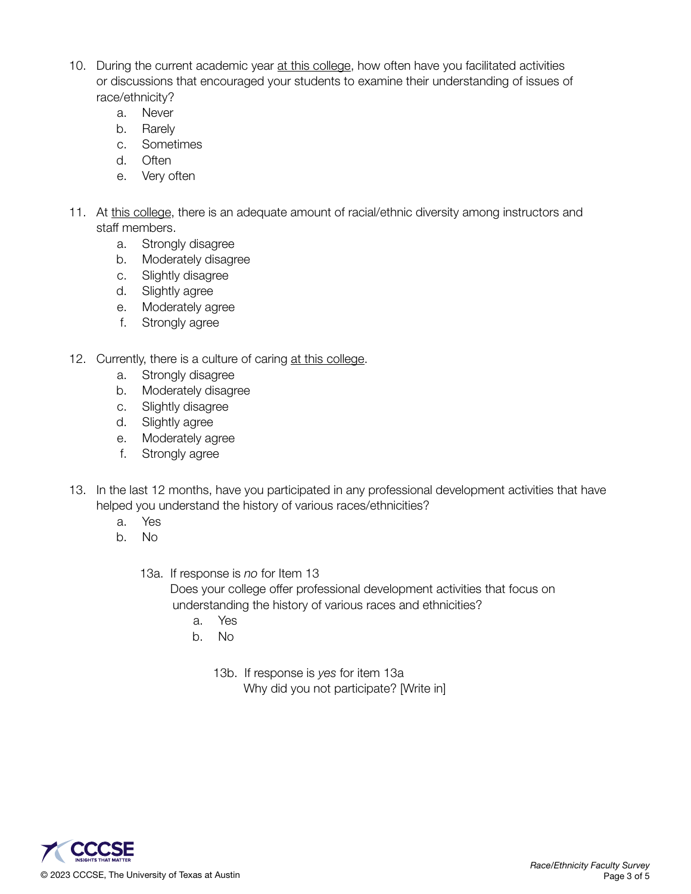10. During the current academic year at this college, how often have you facilitated activities or discussions that encouraged your students to examine their understanding of issues of race/ethnicity?
    a. Never
    b. Rarely
    c. Sometimes
    d. Often
    e. Very often

11. At this college, there is an adequate amount of racial/ethnic diversity among instructors and staff members.
    a. Strongly disagree
    b. Moderately disagree
    c. Slightly disagree
    d. Slightly agree
    e. Moderately agree
    f. Strongly agree

12. Currently, there is a culture of caring at this college.
    a. Strongly disagree
    b. Moderately disagree
    c. Slightly disagree
    d. Slightly agree
    e. Moderately agree
    f. Strongly agree

13. In the last 12 months, have you participated in any professional development activities that have helped you understand the history of various races/ethnicities?
    a. Yes
    b. No

    13a. If response is *no* for Item 13
    Does your college offer professional development activities that focus on understanding the history of various races and ethnicities?
    a. Yes
    b. No

    13b. If response is *yes* for item 13a
    Why did you not participate? [Write in]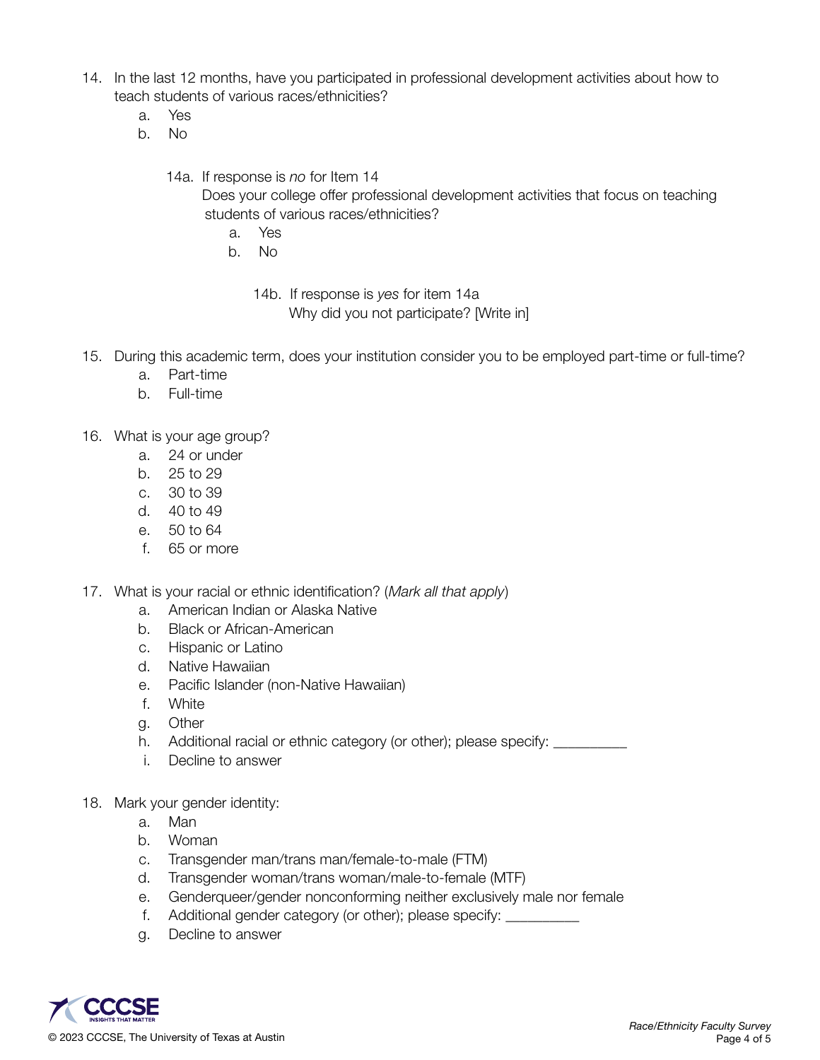14. In the last 12 months, have you participated in professional development activities about how to teach students of various races/ethnicities?
    a. Yes
    b. No

    14a. If response is *no* for Item 14
    Does your college offer professional development activities that focus on teaching students of various races/ethnicities?
    a. Yes
    b. No

    14b. If response is *yes* for item 14a
    Why did you not participate? [Write in]

15. During this academic term, does your institution consider you to be employed part-time or full-time?
    a. Part-time
    b. Full-time

16. What is your age group?
    a. 24 or under
    b. 25 to 29
    c. 30 to 39
    d. 40 to 49
    e. 50 to 64
    f. 65 or more

17. What is your racial or ethnic identification? (*Mark all that apply*)
    a. American Indian or Alaska Native
    b. Black or African-American
    c. Hispanic or Latino
    d. Native Hawaiian
    e. Pacific Islander (non-Native Hawaiian)
    f. White
    g. Other
    h. Additional racial or ethnic category (or other); please specify: __________
    i. Decline to answer

18. Mark your gender identity:
    a. Man
    b. Woman
    c. Transgender man/trans man/female-to-male (FTM)
    d. Transgender woman/trans woman/male-to-female (MTF)
    e. Genderqueer/gender nonconforming neither exclusively male nor female
    f. Additional gender category (or other); please specify: __________
    g. Decline to answer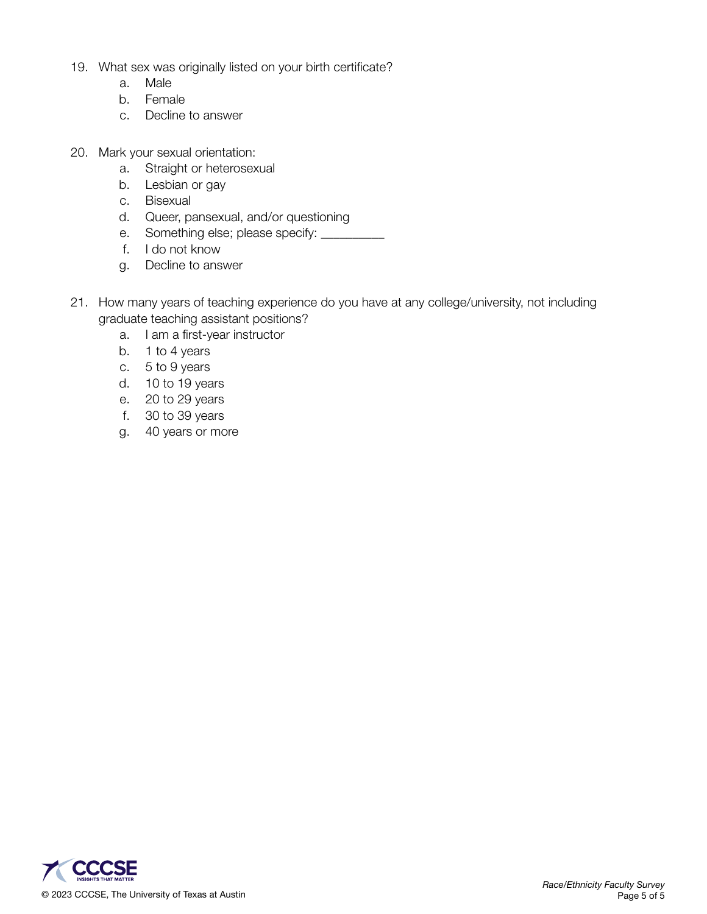19. What sex was originally listed on your birth certificate?
    a. Male
    b. Female
    c. Decline to answer

20. Mark your sexual orientation:
    a. Straight or heterosexual
    b. Lesbian or gay
    c. Bisexual
    d. Queer, pansexual, and/or questioning
    e. Something else; please specify: __________
    f. I do not know
    g. Decline to answer

21. How many years of teaching experience do you have at any college/university, not including graduate teaching assistant positions?
    a. I am a first-year instructor
    b. 1 to 4 years
    c. 5 to 9 years
    d. 10 to 19 years
    e. 20 to 29 years
    f. 30 to 39 years
    g. 40 years or more

© 2023 CCCSE, The University of Texas at Austin